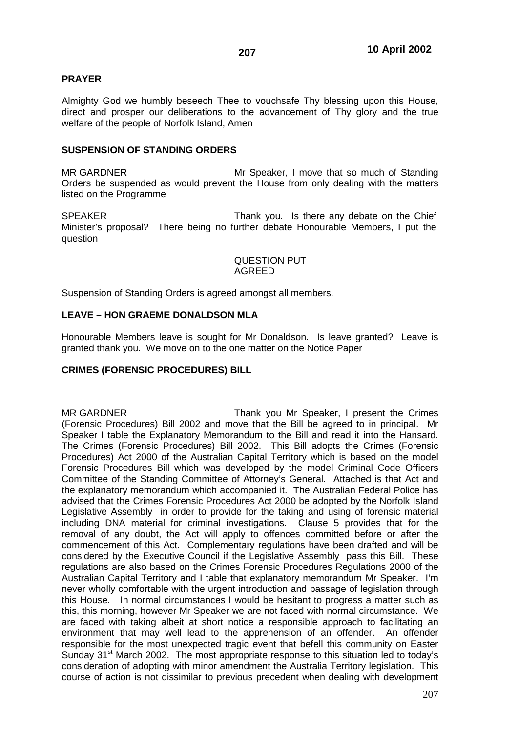10 April 2002

**PRAYER**

Almighty God we humbly beseech Thee to vouchsafe Thy blessing upon this House, direct and prosper our deliberations to the advancement of Thy glory and the true welfare of the people of Norfolk Island, Amen

**SUSPENSION OF STANDING ORDERS**

MR GARDNER Mr Speaker, I move that so much of Standing Orders be suspended as would prevent the House from only dealing with the matters listed on the Programme

SPEAKER Thank you. Is there any debate on the Chief Minister's proposal? There being no further debate Honourable Members, I put the question

QUESTION PUT
AGREED

Suspension of Standing Orders is agreed amongst all members.

**LEAVE – HON GRAEME DONALDSON MLA**

Honourable Members leave is sought for Mr Donaldson. Is leave granted? Leave is granted thank you. We move on to the one matter on the Notice Paper

**CRIMES (FORENSIC PROCEDURES) BILL**

MR GARDNER Thank you Mr Speaker, I present the Crimes (Forensic Procedures) Bill 2002 and move that the Bill be agreed to in principal. Mr Speaker I table the Explanatory Memorandum to the Bill and read it into the Hansard. The Crimes (Forensic Procedures) Bill 2002. This Bill adopts the Crimes (Forensic Procedures) Act 2000 of the Australian Capital Territory which is based on the model Forensic Procedures Bill which was developed by the model Criminal Code Officers Committee of the Standing Committee of Attorney's General. Attached is that Act and the explanatory memorandum which accompanied it. The Australian Federal Police has advised that the Crimes Forensic Procedures Act 2000 be adopted by the Norfolk Island Legislative Assembly in order to provide for the taking and using of forensic material including DNA material for criminal investigations. Clause 5 provides that for the removal of any doubt, the Act will apply to offences committed before or after the commencement of this Act. Complementary regulations have been drafted and will be considered by the Executive Council if the Legislative Assembly pass this Bill. These regulations are also based on the Crimes Forensic Procedures Regulations 2000 of the Australian Capital Territory and I table that explanatory memorandum Mr Speaker. I'm never wholly comfortable with the urgent introduction and passage of legislation through this House. In normal circumstances I would be hesitant to progress a matter such as this, this morning, however Mr Speaker we are not faced with normal circumstance. We are faced with taking albeit at short notice a responsible approach to facilitating an environment that may well lead to the apprehension of an offender. An offender responsible for the most unexpected tragic event that befell this community on Easter Sunday 31st March 2002. The most appropriate response to this situation led to today's consideration of adopting with minor amendment the Australia Territory legislation. This course of action is not dissimilar to previous precedent when dealing with development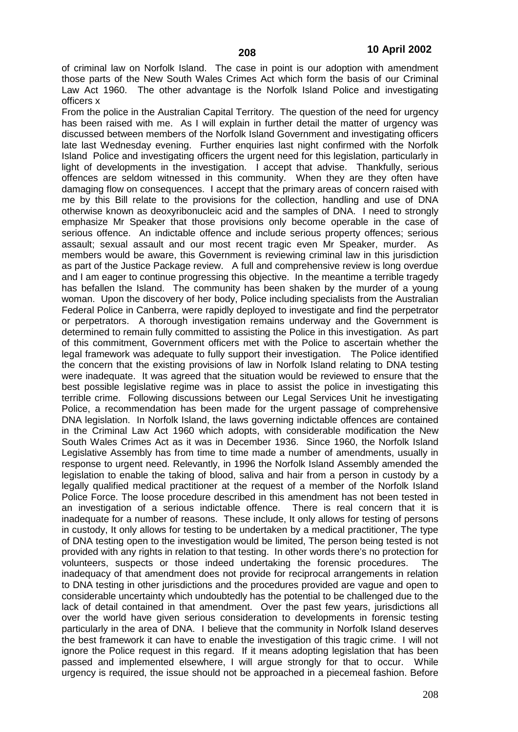of criminal law on Norfolk Island. The case in point is our adoption with amendment those parts of the New South Wales Crimes Act which form the basis of our Criminal Law Act 1960. The other advantage is the Norfolk Island Police and investigating officers x

From the police in the Australian Capital Territory. The question of the need for urgency has been raised with me. As I will explain in further detail the matter of urgency was discussed between members of the Norfolk Island Government and investigating officers late last Wednesday evening. Further enquiries last night confirmed with the Norfolk Island Police and investigating officers the urgent need for this legislation, particularly in light of developments in the investigation. I accept that advise. Thankfully, serious offences are seldom witnessed in this community. When they are they often have damaging flow on consequences. I accept that the primary areas of concern raised with me by this Bill relate to the provisions for the collection, handling and use of DNA otherwise known as deoxyribonucleic acid and the samples of DNA. I need to strongly emphasize Mr Speaker that those provisions only become operable in the case of serious offence. An indictable offence and include serious property offences; serious assault; sexual assault and our most recent tragic even Mr Speaker, murder. As members would be aware, this Government is reviewing criminal law in this jurisdiction as part of the Justice Package review. A full and comprehensive review is long overdue and I am eager to continue progressing this objective. In the meantime a terrible tragedy has befallen the Island. The community has been shaken by the murder of a young woman. Upon the discovery of her body, Police including specialists from the Australian Federal Police in Canberra, were rapidly deployed to investigate and find the perpetrator or perpetrators. A thorough investigation remains underway and the Government is determined to remain fully committed to assisting the Police in this investigation. As part of this commitment, Government officers met with the Police to ascertain whether the legal framework was adequate to fully support their investigation. The Police identified the concern that the existing provisions of law in Norfolk Island relating to DNA testing were inadequate. It was agreed that the situation would be reviewed to ensure that the best possible legislative regime was in place to assist the police in investigating this terrible crime. Following discussions between our Legal Services Unit he investigating Police, a recommendation has been made for the urgent passage of comprehensive DNA legislation. In Norfolk Island, the laws governing indictable offences are contained in the Criminal Law Act 1960 which adopts, with considerable modification the New South Wales Crimes Act as it was in December 1936. Since 1960, the Norfolk Island Legislative Assembly has from time to time made a number of amendments, usually in response to urgent need. Relevantly, in 1996 the Norfolk Island Assembly amended the legislation to enable the taking of blood, saliva and hair from a person in custody by a legally qualified medical practitioner at the request of a member of the Norfolk Island Police Force. The loose procedure described in this amendment has not been tested in an investigation of a serious indictable offence. There is real concern that it is inadequate for a number of reasons. These include, It only allows for testing of persons in custody, It only allows for testing to be undertaken by a medical practitioner, The type of DNA testing open to the investigation would be limited, The person being tested is not provided with any rights in relation to that testing. In other words there's no protection for volunteers, suspects or those indeed undertaking the forensic procedures. The inadequacy of that amendment does not provide for reciprocal arrangements in relation to DNA testing in other jurisdictions and the procedures provided are vague and open to considerable uncertainty which undoubtedly has the potential to be challenged due to the lack of detail contained in that amendment. Over the past few years, jurisdictions all over the world have given serious consideration to developments in forensic testing particularly in the area of DNA. I believe that the community in Norfolk Island deserves the best framework it can have to enable the investigation of this tragic crime. I will not ignore the Police request in this regard. If it means adopting legislation that has been passed and implemented elsewhere, I will argue strongly for that to occur. While urgency is required, the issue should not be approached in a piecemeal fashion. Before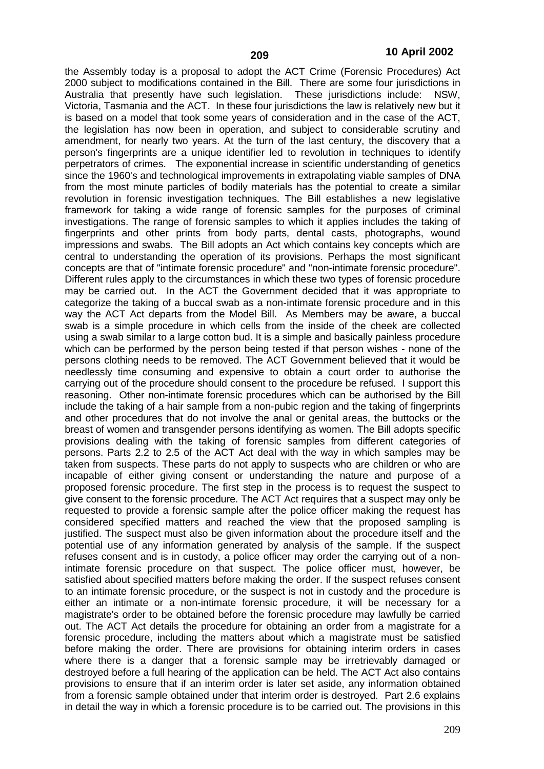the Assembly today is a proposal to adopt the ACT Crime (Forensic Procedures) Act 2000 subject to modifications contained in the Bill. There are some four jurisdictions in Australia that presently have such legislation. These jurisdictions include: NSW, Victoria, Tasmania and the ACT. In these four jurisdictions the law is relatively new but it is based on a model that took some years of consideration and in the case of the ACT, the legislation has now been in operation, and subject to considerable scrutiny and amendment, for nearly two years. At the turn of the last century, the discovery that a person's fingerprints are a unique identifier led to revolution in techniques to identify perpetrators of crimes. The exponential increase in scientific understanding of genetics since the 1960's and technological improvements in extrapolating viable samples of DNA from the most minute particles of bodily materials has the potential to create a similar revolution in forensic investigation techniques. The Bill establishes a new legislative framework for taking a wide range of forensic samples for the purposes of criminal investigations. The range of forensic samples to which it applies includes the taking of fingerprints and other prints from body parts, dental casts, photographs, wound impressions and swabs. The Bill adopts an Act which contains key concepts which are central to understanding the operation of its provisions. Perhaps the most significant concepts are that of "intimate forensic procedure" and "non-intimate forensic procedure". Different rules apply to the circumstances in which these two types of forensic procedure may be carried out. In the ACT the Government decided that it was appropriate to categorize the taking of a buccal swab as a non-intimate forensic procedure and in this way the ACT Act departs from the Model Bill. As Members may be aware, a buccal swab is a simple procedure in which cells from the inside of the cheek are collected using a swab similar to a large cotton bud. It is a simple and basically painless procedure which can be performed by the person being tested if that person wishes - none of the persons clothing needs to be removed. The ACT Government believed that it would be needlessly time consuming and expensive to obtain a court order to authorise the carrying out of the procedure should consent to the procedure be refused. I support this reasoning. Other non-intimate forensic procedures which can be authorised by the Bill include the taking of a hair sample from a non-pubic region and the taking of fingerprints and other procedures that do not involve the anal or genital areas, the buttocks or the breast of women and transgender persons identifying as women. The Bill adopts specific provisions dealing with the taking of forensic samples from different categories of persons. Parts 2.2 to 2.5 of the ACT Act deal with the way in which samples may be taken from suspects. These parts do not apply to suspects who are children or who are incapable of either giving consent or understanding the nature and purpose of a proposed forensic procedure. The first step in the process is to request the suspect to give consent to the forensic procedure. The ACT Act requires that a suspect may only be requested to provide a forensic sample after the police officer making the request has considered specified matters and reached the view that the proposed sampling is justified. The suspect must also be given information about the procedure itself and the potential use of any information generated by analysis of the sample. If the suspect refuses consent and is in custody, a police officer may order the carrying out of a non-intimate forensic procedure on that suspect. The police officer must, however, be satisfied about specified matters before making the order. If the suspect refuses consent to an intimate forensic procedure, or the suspect is not in custody and the procedure is either an intimate or a non-intimate forensic procedure, it will be necessary for a magistrate's order to be obtained before the forensic procedure may lawfully be carried out. The ACT Act details the procedure for obtaining an order from a magistrate for a forensic procedure, including the matters about which a magistrate must be satisfied before making the order. There are provisions for obtaining interim orders in cases where there is a danger that a forensic sample may be irretrievably damaged or destroyed before a full hearing of the application can be held. The ACT Act also contains provisions to ensure that if an interim order is later set aside, any information obtained from a forensic sample obtained under that interim order is destroyed. Part 2.6 explains in detail the way in which a forensic procedure is to be carried out. The provisions in this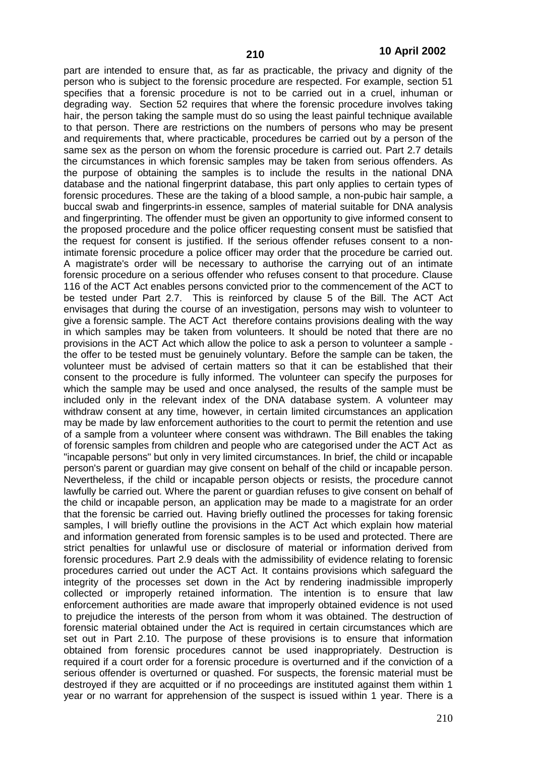part are intended to ensure that, as far as practicable, the privacy and dignity of the person who is subject to the forensic procedure are respected. For example, section 51 specifies that a forensic procedure is not to be carried out in a cruel, inhuman or degrading way. Section 52 requires that where the forensic procedure involves taking hair, the person taking the sample must do so using the least painful technique available to that person. There are restrictions on the numbers of persons who may be present and requirements that, where practicable, procedures be carried out by a person of the same sex as the person on whom the forensic procedure is carried out. Part 2.7 details the circumstances in which forensic samples may be taken from serious offenders. As the purpose of obtaining the samples is to include the results in the national DNA database and the national fingerprint database, this part only applies to certain types of forensic procedures. These are the taking of a blood sample, a non-pubic hair sample, a buccal swab and fingerprints-in essence, samples of material suitable for DNA analysis and fingerprinting. The offender must be given an opportunity to give informed consent to the proposed procedure and the police officer requesting consent must be satisfied that the request for consent is justified. If the serious offender refuses consent to a non-intimate forensic procedure a police officer may order that the procedure be carried out. A magistrate's order will be necessary to authorise the carrying out of an intimate forensic procedure on a serious offender who refuses consent to that procedure. Clause 116 of the ACT Act enables persons convicted prior to the commencement of the ACT to be tested under Part 2.7. This is reinforced by clause 5 of the Bill. The ACT Act envisages that during the course of an investigation, persons may wish to volunteer to give a forensic sample. The ACT Act therefore contains provisions dealing with the way in which samples may be taken from volunteers. It should be noted that there are no provisions in the ACT Act which allow the police to ask a person to volunteer a sample - the offer to be tested must be genuinely voluntary. Before the sample can be taken, the volunteer must be advised of certain matters so that it can be established that their consent to the procedure is fully informed. The volunteer can specify the purposes for which the sample may be used and once analysed, the results of the sample must be included only in the relevant index of the DNA database system. A volunteer may withdraw consent at any time, however, in certain limited circumstances an application may be made by law enforcement authorities to the court to permit the retention and use of a sample from a volunteer where consent was withdrawn. The Bill enables the taking of forensic samples from children and people who are categorised under the ACT Act as "incapable persons" but only in very limited circumstances. In brief, the child or incapable person's parent or guardian may give consent on behalf of the child or incapable person. Nevertheless, if the child or incapable person objects or resists, the procedure cannot lawfully be carried out. Where the parent or guardian refuses to give consent on behalf of the child or incapable person, an application may be made to a magistrate for an order that the forensic be carried out. Having briefly outlined the processes for taking forensic samples, I will briefly outline the provisions in the ACT Act which explain how material and information generated from forensic samples is to be used and protected. There are strict penalties for unlawful use or disclosure of material or information derived from forensic procedures. Part 2.9 deals with the admissibility of evidence relating to forensic procedures carried out under the ACT Act. It contains provisions which safeguard the integrity of the processes set down in the Act by rendering inadmissible improperly collected or improperly retained information. The intention is to ensure that law enforcement authorities are made aware that improperly obtained evidence is not used to prejudice the interests of the person from whom it was obtained. The destruction of forensic material obtained under the Act is required in certain circumstances which are set out in Part 2.10. The purpose of these provisions is to ensure that information obtained from forensic procedures cannot be used inappropriately. Destruction is required if a court order for a forensic procedure is overturned and if the conviction of a serious offender is overturned or quashed. For suspects, the forensic material must be destroyed if they are acquitted or if no proceedings are instituted against them within 1 year or no warrant for apprehension of the suspect is issued within 1 year. There is a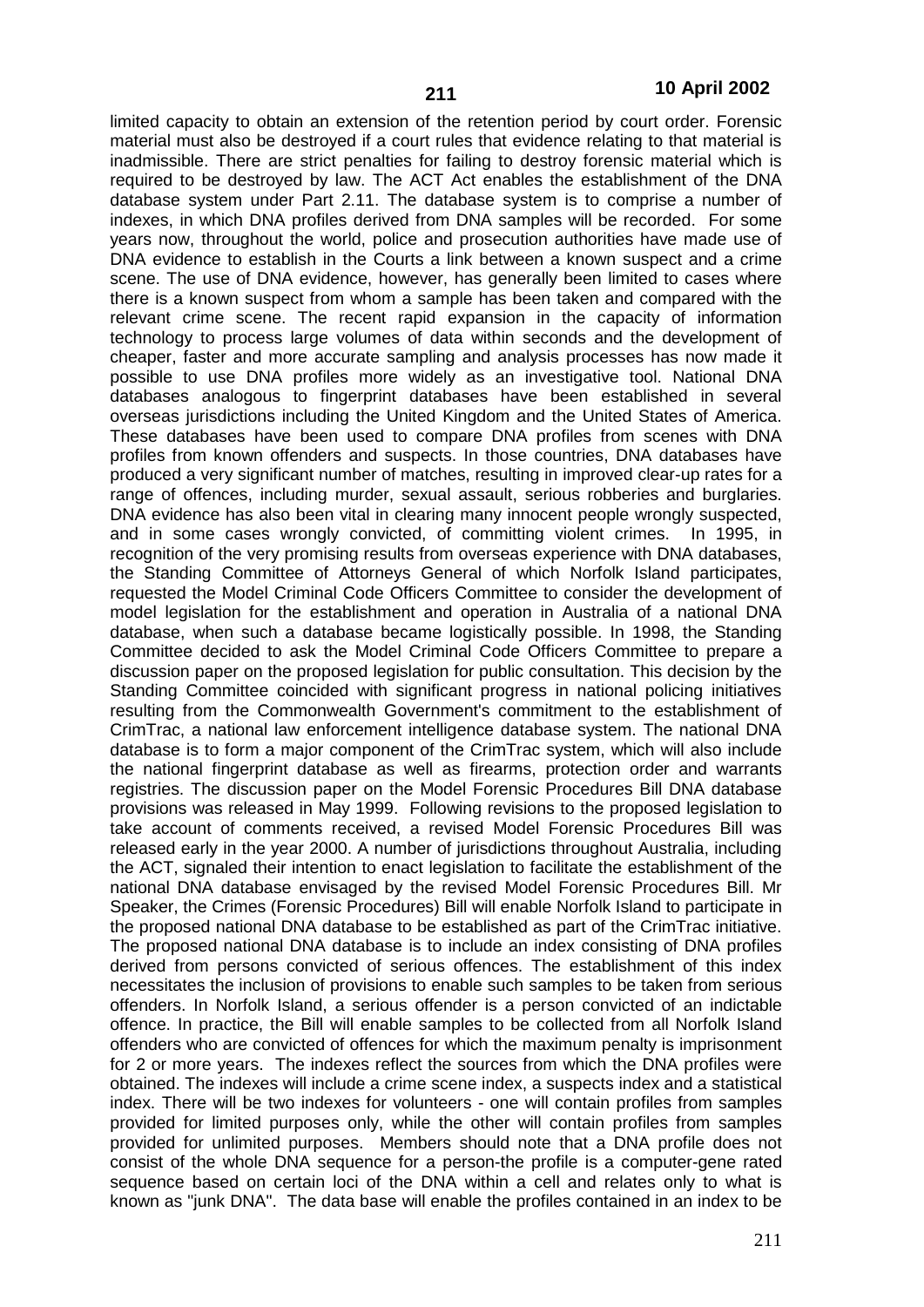limited capacity to obtain an extension of the retention period by court order. Forensic material must also be destroyed if a court rules that evidence relating to that material is inadmissible. There are strict penalties for failing to destroy forensic material which is required to be destroyed by law. The ACT Act enables the establishment of the DNA database system under Part 2.11. The database system is to comprise a number of indexes, in which DNA profiles derived from DNA samples will be recorded. For some years now, throughout the world, police and prosecution authorities have made use of DNA evidence to establish in the Courts a link between a known suspect and a crime scene. The use of DNA evidence, however, has generally been limited to cases where there is a known suspect from whom a sample has been taken and compared with the relevant crime scene. The recent rapid expansion in the capacity of information technology to process large volumes of data within seconds and the development of cheaper, faster and more accurate sampling and analysis processes has now made it possible to use DNA profiles more widely as an investigative tool. National DNA databases analogous to fingerprint databases have been established in several overseas jurisdictions including the United Kingdom and the United States of America. These databases have been used to compare DNA profiles from scenes with DNA profiles from known offenders and suspects. In those countries, DNA databases have produced a very significant number of matches, resulting in improved clear-up rates for a range of offences, including murder, sexual assault, serious robberies and burglaries. DNA evidence has also been vital in clearing many innocent people wrongly suspected, and in some cases wrongly convicted, of committing violent crimes. In 1995, in recognition of the very promising results from overseas experience with DNA databases, the Standing Committee of Attorneys General of which Norfolk Island participates, requested the Model Criminal Code Officers Committee to consider the development of model legislation for the establishment and operation in Australia of a national DNA database, when such a database became logistically possible. In 1998, the Standing Committee decided to ask the Model Criminal Code Officers Committee to prepare a discussion paper on the proposed legislation for public consultation. This decision by the Standing Committee coincided with significant progress in national policing initiatives resulting from the Commonwealth Government's commitment to the establishment of CrimTrac, a national law enforcement intelligence database system. The national DNA database is to form a major component of the CrimTrac system, which will also include the national fingerprint database as well as firearms, protection order and warrants registries. The discussion paper on the Model Forensic Procedures Bill DNA database provisions was released in May 1999. Following revisions to the proposed legislation to take account of comments received, a revised Model Forensic Procedures Bill was released early in the year 2000. A number of jurisdictions throughout Australia, including the ACT, signaled their intention to enact legislation to facilitate the establishment of the national DNA database envisaged by the revised Model Forensic Procedures Bill. Mr Speaker, the Crimes (Forensic Procedures) Bill will enable Norfolk Island to participate in the proposed national DNA database to be established as part of the CrimTrac initiative. The proposed national DNA database is to include an index consisting of DNA profiles derived from persons convicted of serious offences. The establishment of this index necessitates the inclusion of provisions to enable such samples to be taken from serious offenders. In Norfolk Island, a serious offender is a person convicted of an indictable offence. In practice, the Bill will enable samples to be collected from all Norfolk Island offenders who are convicted of offences for which the maximum penalty is imprisonment for 2 or more years. The indexes reflect the sources from which the DNA profiles were obtained. The indexes will include a crime scene index, a suspects index and a statistical index. There will be two indexes for volunteers - one will contain profiles from samples provided for limited purposes only, while the other will contain profiles from samples provided for unlimited purposes. Members should note that a DNA profile does not consist of the whole DNA sequence for a person-the profile is a computer-gene rated sequence based on certain loci of the DNA within a cell and relates only to what is known as "junk DNA". The data base will enable the profiles contained in an index to be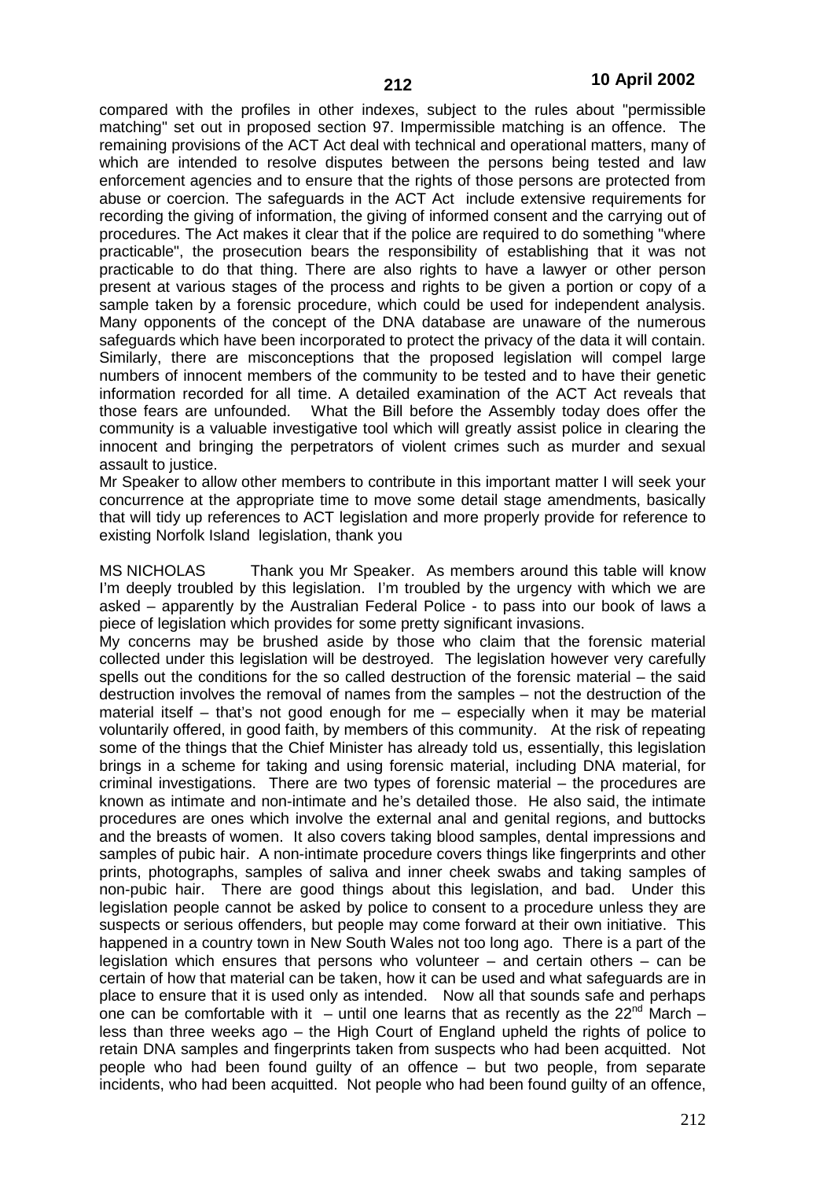compared with the profiles in other indexes, subject to the rules about "permissible matching" set out in proposed section 97. Impermissible matching is an offence. The remaining provisions of the ACT Act deal with technical and operational matters, many of which are intended to resolve disputes between the persons being tested and law enforcement agencies and to ensure that the rights of those persons are protected from abuse or coercion. The safeguards in the ACT Act include extensive requirements for recording the giving of information, the giving of informed consent and the carrying out of procedures. The Act makes it clear that if the police are required to do something "where practicable", the prosecution bears the responsibility of establishing that it was not practicable to do that thing. There are also rights to have a lawyer or other person present at various stages of the process and rights to be given a portion or copy of a sample taken by a forensic procedure, which could be used for independent analysis. Many opponents of the concept of the DNA database are unaware of the numerous safeguards which have been incorporated to protect the privacy of the data it will contain. Similarly, there are misconceptions that the proposed legislation will compel large numbers of innocent members of the community to be tested and to have their genetic information recorded for all time. A detailed examination of the ACT Act reveals that those fears are unfounded. What the Bill before the Assembly today does offer the community is a valuable investigative tool which will greatly assist police in clearing the innocent and bringing the perpetrators of violent crimes such as murder and sexual assault to justice.

Mr Speaker to allow other members to contribute in this important matter I will seek your concurrence at the appropriate time to move some detail stage amendments, basically that will tidy up references to ACT legislation and more properly provide for reference to existing Norfolk Island legislation, thank you

MS NICHOLAS Thank you Mr Speaker. As members around this table will know I'm deeply troubled by this legislation. I'm troubled by the urgency with which we are asked – apparently by the Australian Federal Police - to pass into our book of laws a piece of legislation which provides for some pretty significant invasions.

My concerns may be brushed aside by those who claim that the forensic material collected under this legislation will be destroyed. The legislation however very carefully spells out the conditions for the so called destruction of the forensic material – the said destruction involves the removal of names from the samples – not the destruction of the material itself – that's not good enough for me – especially when it may be material voluntarily offered, in good faith, by members of this community. At the risk of repeating some of the things that the Chief Minister has already told us, essentially, this legislation brings in a scheme for taking and using forensic material, including DNA material, for criminal investigations. There are two types of forensic material – the procedures are known as intimate and non-intimate and he's detailed those. He also said, the intimate procedures are ones which involve the external anal and genital regions, and buttocks and the breasts of women. It also covers taking blood samples, dental impressions and samples of pubic hair. A non-intimate procedure covers things like fingerprints and other prints, photographs, samples of saliva and inner cheek swabs and taking samples of non-pubic hair. There are good things about this legislation, and bad. Under this legislation people cannot be asked by police to consent to a procedure unless they are suspects or serious offenders, but people may come forward at their own initiative. This happened in a country town in New South Wales not too long ago. There is a part of the legislation which ensures that persons who volunteer – and certain others – can be certain of how that material can be taken, how it can be used and what safeguards are in place to ensure that it is used only as intended. Now all that sounds safe and perhaps one can be comfortable with it – until one learns that as recently as the 22nd March – less than three weeks ago – the High Court of England upheld the rights of police to retain DNA samples and fingerprints taken from suspects who had been acquitted. Not people who had been found guilty of an offence – but two people, from separate incidents, who had been acquitted. Not people who had been found guilty of an offence,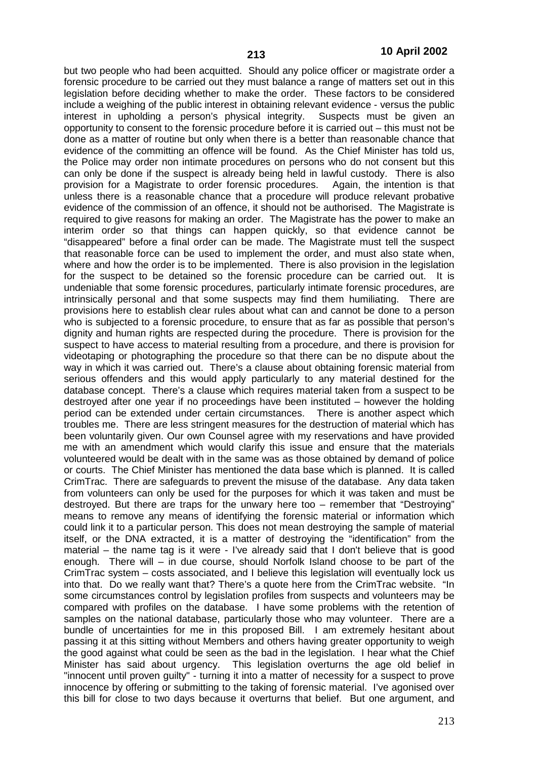but two people who had been acquitted. Should any police officer or magistrate order a forensic procedure to be carried out they must balance a range of matters set out in this legislation before deciding whether to make the order. These factors to be considered include a weighing of the public interest in obtaining relevant evidence - versus the public interest in upholding a person's physical integrity. Suspects must be given an opportunity to consent to the forensic procedure before it is carried out – this must not be done as a matter of routine but only when there is a better than reasonable chance that evidence of the committing an offence will be found. As the Chief Minister has told us, the Police may order non intimate procedures on persons who do not consent but this can only be done if the suspect is already being held in lawful custody. There is also provision for a Magistrate to order forensic procedures. Again, the intention is that unless there is a reasonable chance that a procedure will produce relevant probative evidence of the commission of an offence, it should not be authorised. The Magistrate is required to give reasons for making an order. The Magistrate has the power to make an interim order so that things can happen quickly, so that evidence cannot be "disappeared" before a final order can be made. The Magistrate must tell the suspect that reasonable force can be used to implement the order, and must also state when, where and how the order is to be implemented. There is also provision in the legislation for the suspect to be detained so the forensic procedure can be carried out. It is undeniable that some forensic procedures, particularly intimate forensic procedures, are intrinsically personal and that some suspects may find them humiliating. There are provisions here to establish clear rules about what can and cannot be done to a person who is subjected to a forensic procedure, to ensure that as far as possible that person's dignity and human rights are respected during the procedure. There is provision for the suspect to have access to material resulting from a procedure, and there is provision for videotaping or photographing the procedure so that there can be no dispute about the way in which it was carried out. There's a clause about obtaining forensic material from serious offenders and this would apply particularly to any material destined for the database concept. There's a clause which requires material taken from a suspect to be destroyed after one year if no proceedings have been instituted – however the holding period can be extended under certain circumstances. There is another aspect which troubles me. There are less stringent measures for the destruction of material which has been voluntarily given. Our own Counsel agree with my reservations and have provided me with an amendment which would clarify this issue and ensure that the materials volunteered would be dealt with in the same was as those obtained by demand of police or courts. The Chief Minister has mentioned the data base which is planned. It is called CrimTrac. There are safeguards to prevent the misuse of the database. Any data taken from volunteers can only be used for the purposes for which it was taken and must be destroyed. But there are traps for the unwary here too – remember that "Destroying" means to remove any means of identifying the forensic material or information which could link it to a particular person. This does not mean destroying the sample of material itself, or the DNA extracted, it is a matter of destroying the "identification" from the material – the name tag is it were - I've already said that I don't believe that is good enough. There will – in due course, should Norfolk Island choose to be part of the CrimTrac system – costs associated, and I believe this legislation will eventually lock us into that. Do we really want that? There's a quote here from the CrimTrac website. "In some circumstances control by legislation profiles from suspects and volunteers may be compared with profiles on the database. I have some problems with the retention of samples on the national database, particularly those who may volunteer. There are a bundle of uncertainties for me in this proposed Bill. I am extremely hesitant about passing it at this sitting without Members and others having greater opportunity to weigh the good against what could be seen as the bad in the legislation. I hear what the Chief Minister has said about urgency. This legislation overturns the age old belief in "innocent until proven guilty" - turning it into a matter of necessity for a suspect to prove innocence by offering or submitting to the taking of forensic material. I've agonised over this bill for close to two days because it overturns that belief. But one argument, and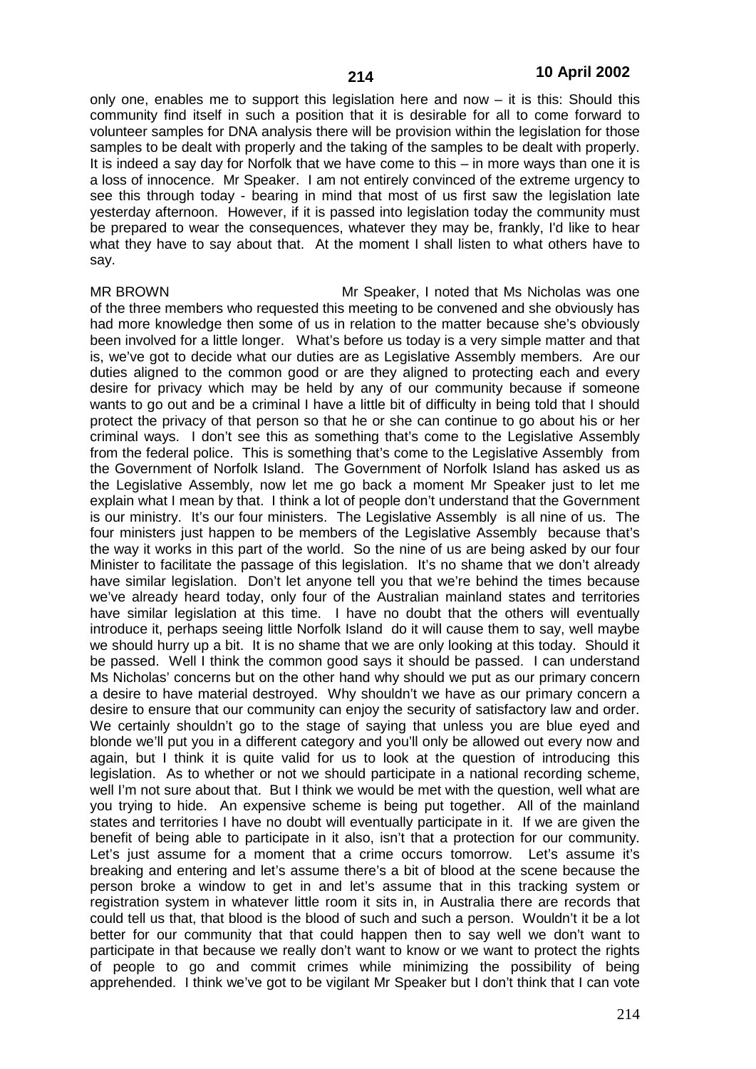only one, enables me to support this legislation here and now – it is this: Should this community find itself in such a position that it is desirable for all to come forward to volunteer samples for DNA analysis there will be provision within the legislation for those samples to be dealt with properly and the taking of the samples to be dealt with properly. It is indeed a say day for Norfolk that we have come to this – in more ways than one it is a loss of innocence. Mr Speaker. I am not entirely convinced of the extreme urgency to see this through today - bearing in mind that most of us first saw the legislation late yesterday afternoon. However, if it is passed into legislation today the community must be prepared to wear the consequences, whatever they may be, frankly, I'd like to hear what they have to say about that. At the moment I shall listen to what others have to say.

MR BROWN Mr Speaker, I noted that Ms Nicholas was one of the three members who requested this meeting to be convened and she obviously has had more knowledge then some of us in relation to the matter because she's obviously been involved for a little longer. What's before us today is a very simple matter and that is, we've got to decide what our duties are as Legislative Assembly members. Are our duties aligned to the common good or are they aligned to protecting each and every desire for privacy which may be held by any of our community because if someone wants to go out and be a criminal I have a little bit of difficulty in being told that I should protect the privacy of that person so that he or she can continue to go about his or her criminal ways. I don't see this as something that's come to the Legislative Assembly from the federal police. This is something that's come to the Legislative Assembly from the Government of Norfolk Island. The Government of Norfolk Island has asked us as the Legislative Assembly, now let me go back a moment Mr Speaker just to let me explain what I mean by that. I think a lot of people don't understand that the Government is our ministry. It's our four ministers. The Legislative Assembly is all nine of us. The four ministers just happen to be members of the Legislative Assembly because that's the way it works in this part of the world. So the nine of us are being asked by our four Minister to facilitate the passage of this legislation. It's no shame that we don't already have similar legislation. Don't let anyone tell you that we're behind the times because we've already heard today, only four of the Australian mainland states and territories have similar legislation at this time. I have no doubt that the others will eventually introduce it, perhaps seeing little Norfolk Island do it will cause them to say, well maybe we should hurry up a bit. It is no shame that we are only looking at this today. Should it be passed. Well I think the common good says it should be passed. I can understand Ms Nicholas' concerns but on the other hand why should we put as our primary concern a desire to have material destroyed. Why shouldn't we have as our primary concern a desire to ensure that our community can enjoy the security of satisfactory law and order. We certainly shouldn't go to the stage of saying that unless you are blue eyed and blonde we'll put you in a different category and you'll only be allowed out every now and again, but I think it is quite valid for us to look at the question of introducing this legislation. As to whether or not we should participate in a national recording scheme, well I'm not sure about that. But I think we would be met with the question, well what are you trying to hide. An expensive scheme is being put together. All of the mainland states and territories I have no doubt will eventually participate in it. If we are given the benefit of being able to participate in it also, isn't that a protection for our community. Let's just assume for a moment that a crime occurs tomorrow. Let's assume it's breaking and entering and let's assume there's a bit of blood at the scene because the person broke a window to get in and let's assume that in this tracking system or registration system in whatever little room it sits in, in Australia there are records that could tell us that, that blood is the blood of such and such a person. Wouldn't it be a lot better for our community that that could happen then to say well we don't want to participate in that because we really don't want to know or we want to protect the rights of people to go and commit crimes while minimizing the possibility of being apprehended. I think we've got to be vigilant Mr Speaker but I don't think that I can vote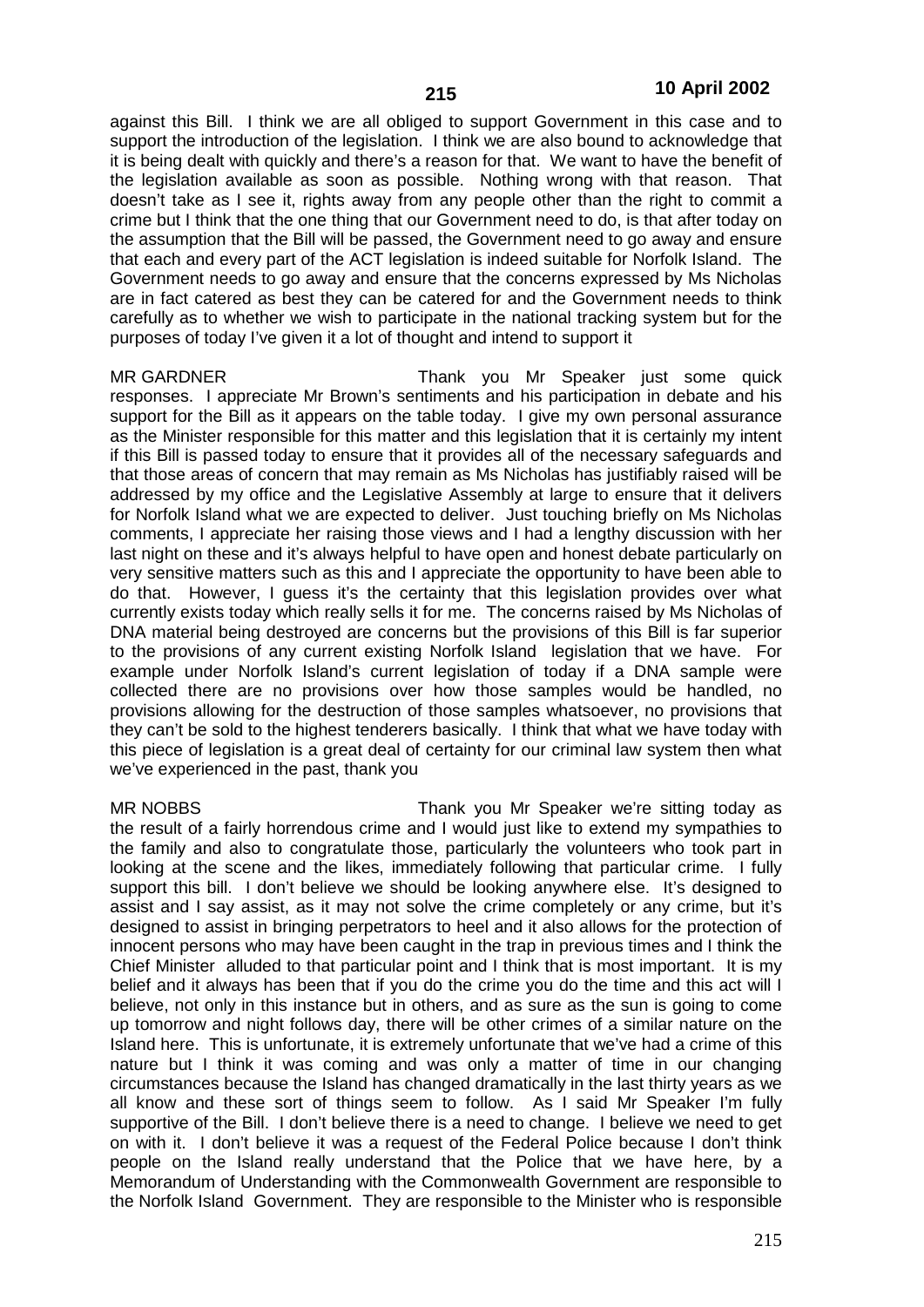against this Bill. I think we are all obliged to support Government in this case and to support the introduction of the legislation. I think we are also bound to acknowledge that it is being dealt with quickly and there's a reason for that. We want to have the benefit of the legislation available as soon as possible. Nothing wrong with that reason. That doesn't take as I see it, rights away from any people other than the right to commit a crime but I think that the one thing that our Government need to do, is that after today on the assumption that the Bill will be passed, the Government need to go away and ensure that each and every part of the ACT legislation is indeed suitable for Norfolk Island. The Government needs to go away and ensure that the concerns expressed by Ms Nicholas are in fact catered as best they can be catered for and the Government needs to think carefully as to whether we wish to participate in the national tracking system but for the purposes of today I've given it a lot of thought and intend to support it

MR GARDNER Thank you Mr Speaker just some quick responses. I appreciate Mr Brown's sentiments and his participation in debate and his support for the Bill as it appears on the table today. I give my own personal assurance as the Minister responsible for this matter and this legislation that it is certainly my intent if this Bill is passed today to ensure that it provides all of the necessary safeguards and that those areas of concern that may remain as Ms Nicholas has justifiably raised will be addressed by my office and the Legislative Assembly at large to ensure that it delivers for Norfolk Island what we are expected to deliver. Just touching briefly on Ms Nicholas comments, I appreciate her raising those views and I had a lengthy discussion with her last night on these and it's always helpful to have open and honest debate particularly on very sensitive matters such as this and I appreciate the opportunity to have been able to do that. However, I guess it's the certainty that this legislation provides over what currently exists today which really sells it for me. The concerns raised by Ms Nicholas of DNA material being destroyed are concerns but the provisions of this Bill is far superior to the provisions of any current existing Norfolk Island legislation that we have. For example under Norfolk Island's current legislation of today if a DNA sample were collected there are no provisions over how those samples would be handled, no provisions allowing for the destruction of those samples whatsoever, no provisions that they can't be sold to the highest tenderers basically. I think that what we have today with this piece of legislation is a great deal of certainty for our criminal law system then what we've experienced in the past, thank you

MR NOBBS Thank you Mr Speaker we're sitting today as the result of a fairly horrendous crime and I would just like to extend my sympathies to the family and also to congratulate those, particularly the volunteers who took part in looking at the scene and the likes, immediately following that particular crime. I fully support this bill. I don't believe we should be looking anywhere else. It's designed to assist and I say assist, as it may not solve the crime completely or any crime, but it's designed to assist in bringing perpetrators to heel and it also allows for the protection of innocent persons who may have been caught in the trap in previous times and I think the Chief Minister alluded to that particular point and I think that is most important. It is my belief and it always has been that if you do the crime you do the time and this act will I believe, not only in this instance but in others, and as sure as the sun is going to come up tomorrow and night follows day, there will be other crimes of a similar nature on the Island here. This is unfortunate, it is extremely unfortunate that we've had a crime of this nature but I think it was coming and was only a matter of time in our changing circumstances because the Island has changed dramatically in the last thirty years as we all know and these sort of things seem to follow. As I said Mr Speaker I'm fully supportive of the Bill. I don't believe there is a need to change. I believe we need to get on with it. I don't believe it was a request of the Federal Police because I don't think people on the Island really understand that the Police that we have here, by a Memorandum of Understanding with the Commonwealth Government are responsible to the Norfolk Island Government. They are responsible to the Minister who is responsible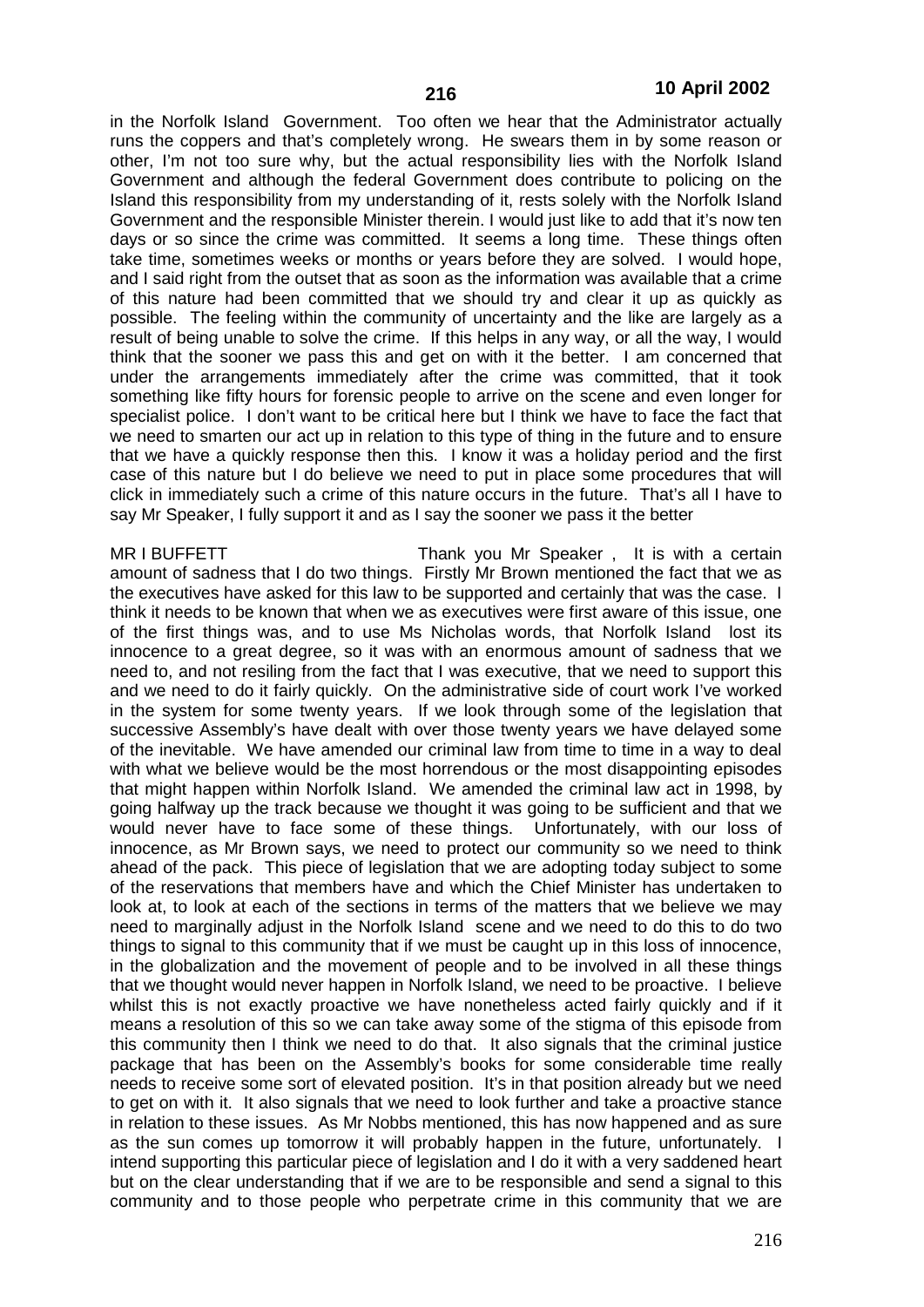in the Norfolk Island Government. Too often we hear that the Administrator actually runs the coppers and that's completely wrong. He swears them in by some reason or other, I'm not too sure why, but the actual responsibility lies with the Norfolk Island Government and although the federal Government does contribute to policing on the Island this responsibility from my understanding of it, rests solely with the Norfolk Island Government and the responsible Minister therein. I would just like to add that it's now ten days or so since the crime was committed. It seems a long time. These things often take time, sometimes weeks or months or years before they are solved. I would hope, and I said right from the outset that as soon as the information was available that a crime of this nature had been committed that we should try and clear it up as quickly as possible. The feeling within the community of uncertainty and the like are largely as a result of being unable to solve the crime. If this helps in any way, or all the way, I would think that the sooner we pass this and get on with it the better. I am concerned that under the arrangements immediately after the crime was committed, that it took something like fifty hours for forensic people to arrive on the scene and even longer for specialist police. I don't want to be critical here but I think we have to face the fact that we need to smarten our act up in relation to this type of thing in the future and to ensure that we have a quickly response then this. I know it was a holiday period and the first case of this nature but I do believe we need to put in place some procedures that will click in immediately such a crime of this nature occurs in the future. That's all I have to say Mr Speaker, I fully support it and as I say the sooner we pass it the better

MR I BUFFETT Thank you Mr Speaker , It is with a certain amount of sadness that I do two things. Firstly Mr Brown mentioned the fact that we as the executives have asked for this law to be supported and certainly that was the case. I think it needs to be known that when we as executives were first aware of this issue, one of the first things was, and to use Ms Nicholas words, that Norfolk Island lost its innocence to a great degree, so it was with an enormous amount of sadness that we need to, and not resiling from the fact that I was executive, that we need to support this and we need to do it fairly quickly. On the administrative side of court work I've worked in the system for some twenty years. If we look through some of the legislation that successive Assembly's have dealt with over those twenty years we have delayed some of the inevitable. We have amended our criminal law from time to time in a way to deal with what we believe would be the most horrendous or the most disappointing episodes that might happen within Norfolk Island. We amended the criminal law act in 1998, by going halfway up the track because we thought it was going to be sufficient and that we would never have to face some of these things. Unfortunately, with our loss of innocence, as Mr Brown says, we need to protect our community so we need to think ahead of the pack. This piece of legislation that we are adopting today subject to some of the reservations that members have and which the Chief Minister has undertaken to look at, to look at each of the sections in terms of the matters that we believe we may need to marginally adjust in the Norfolk Island scene and we need to do this to do two things to signal to this community that if we must be caught up in this loss of innocence, in the globalization and the movement of people and to be involved in all these things that we thought would never happen in Norfolk Island, we need to be proactive. I believe whilst this is not exactly proactive we have nonetheless acted fairly quickly and if it means a resolution of this so we can take away some of the stigma of this episode from this community then I think we need to do that. It also signals that the criminal justice package that has been on the Assembly's books for some considerable time really needs to receive some sort of elevated position. It's in that position already but we need to get on with it. It also signals that we need to look further and take a proactive stance in relation to these issues. As Mr Nobbs mentioned, this has now happened and as sure as the sun comes up tomorrow it will probably happen in the future, unfortunately. I intend supporting this particular piece of legislation and I do it with a very saddened heart but on the clear understanding that if we are to be responsible and send a signal to this community and to those people who perpetrate crime in this community that we are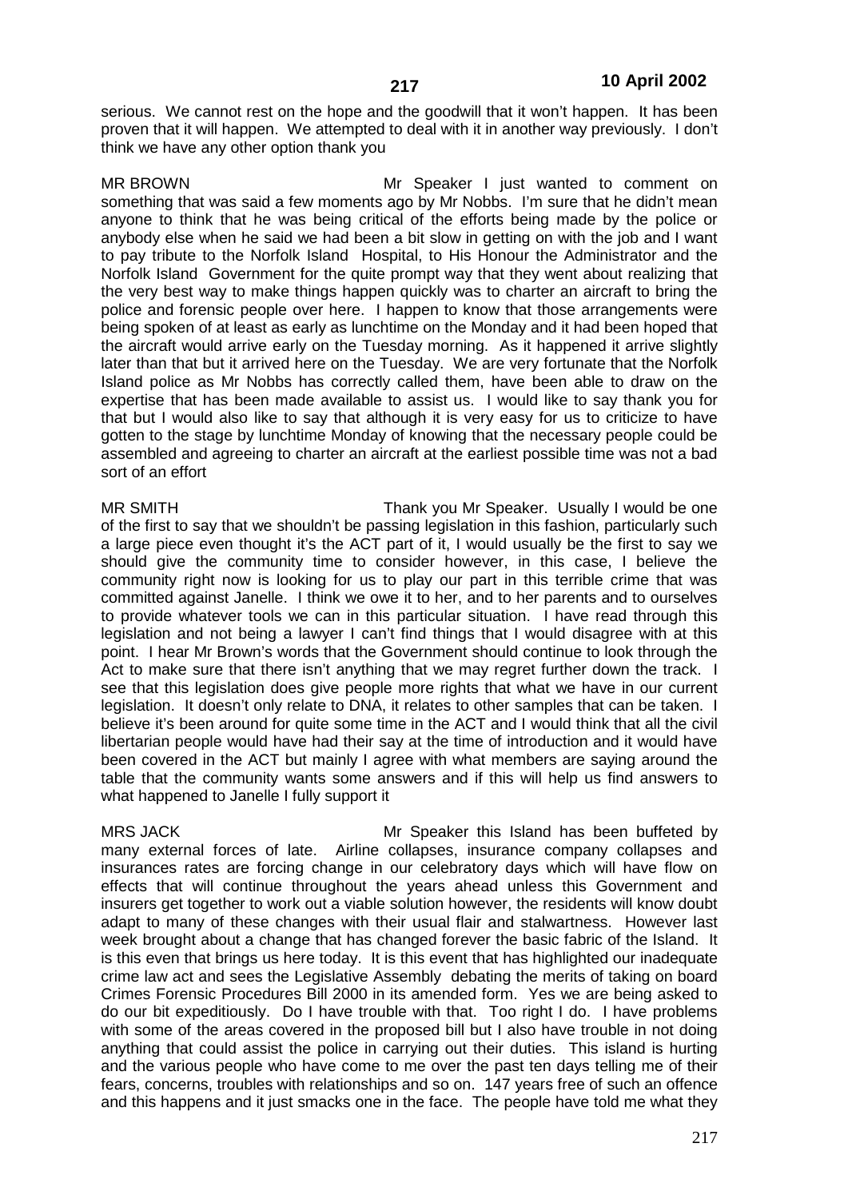serious. We cannot rest on the hope and the goodwill that it won't happen. It has been proven that it will happen. We attempted to deal with it in another way previously. I don't think we have any other option thank you

MR BROWN Mr Speaker I just wanted to comment on something that was said a few moments ago by Mr Nobbs. I'm sure that he didn't mean anyone to think that he was being critical of the efforts being made by the police or anybody else when he said we had been a bit slow in getting on with the job and I want to pay tribute to the Norfolk Island Hospital, to His Honour the Administrator and the Norfolk Island Government for the quite prompt way that they went about realizing that the very best way to make things happen quickly was to charter an aircraft to bring the police and forensic people over here. I happen to know that those arrangements were being spoken of at least as early as lunchtime on the Monday and it had been hoped that the aircraft would arrive early on the Tuesday morning. As it happened it arrive slightly later than that but it arrived here on the Tuesday. We are very fortunate that the Norfolk Island police as Mr Nobbs has correctly called them, have been able to draw on the expertise that has been made available to assist us. I would like to say thank you for that but I would also like to say that although it is very easy for us to criticize to have gotten to the stage by lunchtime Monday of knowing that the necessary people could be assembled and agreeing to charter an aircraft at the earliest possible time was not a bad sort of an effort

MR SMITH Thank you Mr Speaker. Usually I would be one of the first to say that we shouldn't be passing legislation in this fashion, particularly such a large piece even thought it's the ACT part of it, I would usually be the first to say we should give the community time to consider however, in this case, I believe the community right now is looking for us to play our part in this terrible crime that was committed against Janelle. I think we owe it to her, and to her parents and to ourselves to provide whatever tools we can in this particular situation. I have read through this legislation and not being a lawyer I can't find things that I would disagree with at this point. I hear Mr Brown's words that the Government should continue to look through the Act to make sure that there isn't anything that we may regret further down the track. I see that this legislation does give people more rights that what we have in our current legislation. It doesn't only relate to DNA, it relates to other samples that can be taken. I believe it's been around for quite some time in the ACT and I would think that all the civil libertarian people would have had their say at the time of introduction and it would have been covered in the ACT but mainly I agree with what members are saying around the table that the community wants some answers and if this will help us find answers to what happened to Janelle I fully support it

MRS JACK Mr Speaker this Island has been buffeted by many external forces of late. Airline collapses, insurance company collapses and insurances rates are forcing change in our celebratory days which will have flow on effects that will continue throughout the years ahead unless this Government and insurers get together to work out a viable solution however, the residents will know doubt adapt to many of these changes with their usual flair and stalwartness. However last week brought about a change that has changed forever the basic fabric of the Island. It is this even that brings us here today. It is this event that has highlighted our inadequate crime law act and sees the Legislative Assembly debating the merits of taking on board Crimes Forensic Procedures Bill 2000 in its amended form. Yes we are being asked to do our bit expeditiously. Do I have trouble with that. Too right I do. I have problems with some of the areas covered in the proposed bill but I also have trouble in not doing anything that could assist the police in carrying out their duties. This island is hurting and the various people who have come to me over the past ten days telling me of their fears, concerns, troubles with relationships and so on. 147 years free of such an offence and this happens and it just smacks one in the face. The people have told me what they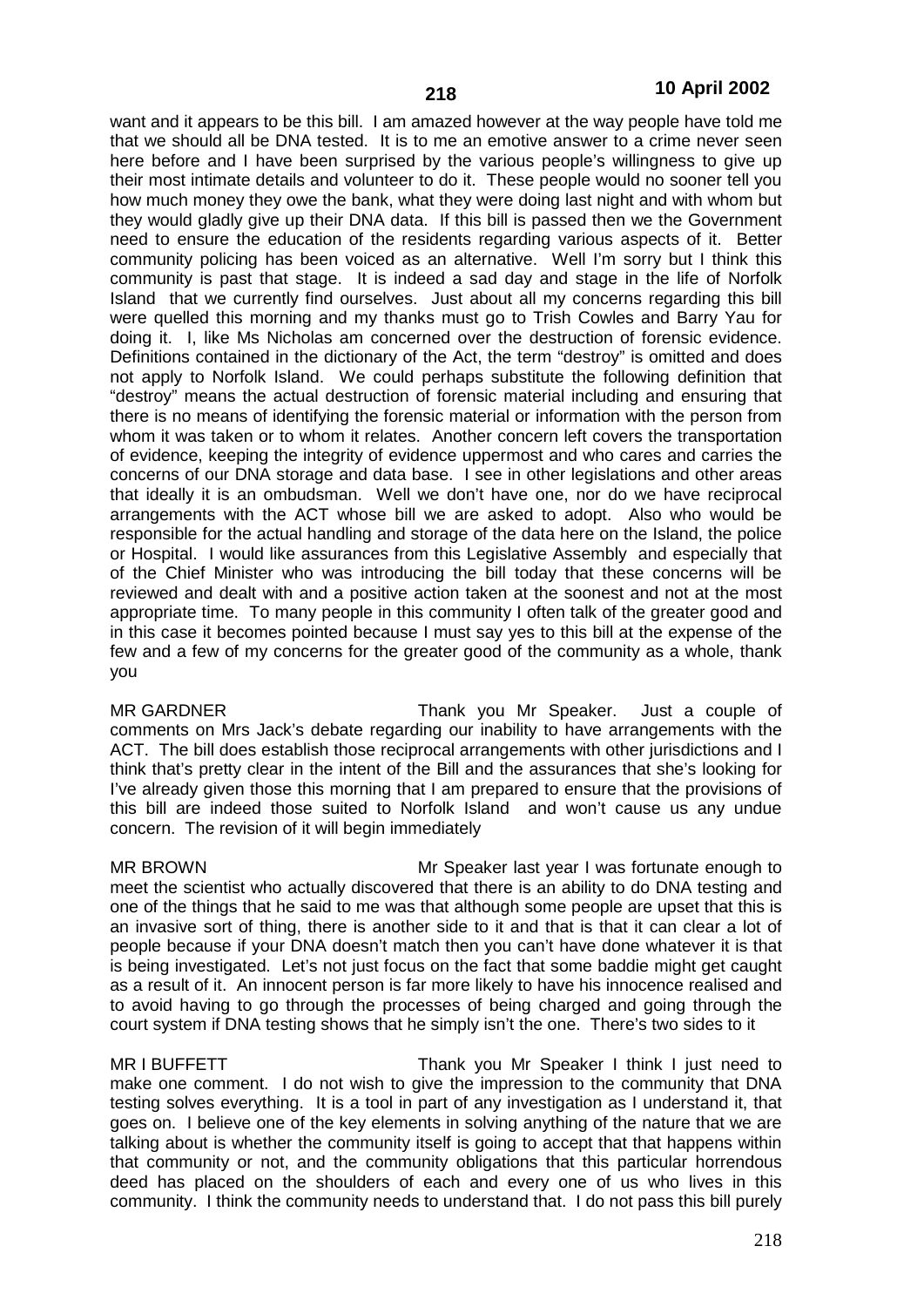want and it appears to be this bill. I am amazed however at the way people have told me that we should all be DNA tested. It is to me an emotive answer to a crime never seen here before and I have been surprised by the various people's willingness to give up their most intimate details and volunteer to do it. These people would no sooner tell you how much money they owe the bank, what they were doing last night and with whom but they would gladly give up their DNA data. If this bill is passed then we the Government need to ensure the education of the residents regarding various aspects of it. Better community policing has been voiced as an alternative. Well I'm sorry but I think this community is past that stage. It is indeed a sad day and stage in the life of Norfolk Island that we currently find ourselves. Just about all my concerns regarding this bill were quelled this morning and my thanks must go to Trish Cowles and Barry Yau for doing it. I, like Ms Nicholas am concerned over the destruction of forensic evidence. Definitions contained in the dictionary of the Act, the term "destroy" is omitted and does not apply to Norfolk Island. We could perhaps substitute the following definition that "destroy" means the actual destruction of forensic material including and ensuring that there is no means of identifying the forensic material or information with the person from whom it was taken or to whom it relates. Another concern left covers the transportation of evidence, keeping the integrity of evidence uppermost and who cares and carries the concerns of our DNA storage and data base. I see in other legislations and other areas that ideally it is an ombudsman. Well we don't have one, nor do we have reciprocal arrangements with the ACT whose bill we are asked to adopt. Also who would be responsible for the actual handling and storage of the data here on the Island, the police or Hospital. I would like assurances from this Legislative Assembly and especially that of the Chief Minister who was introducing the bill today that these concerns will be reviewed and dealt with and a positive action taken at the soonest and not at the most appropriate time. To many people in this community I often talk of the greater good and in this case it becomes pointed because I must say yes to this bill at the expense of the few and a few of my concerns for the greater good of the community as a whole, thank you

MR GARDNER Thank you Mr Speaker. Just a couple of comments on Mrs Jack's debate regarding our inability to have arrangements with the ACT. The bill does establish those reciprocal arrangements with other jurisdictions and I think that's pretty clear in the intent of the Bill and the assurances that she's looking for I've already given those this morning that I am prepared to ensure that the provisions of this bill are indeed those suited to Norfolk Island and won't cause us any undue concern. The revision of it will begin immediately

MR BROWN Mr Speaker last year I was fortunate enough to meet the scientist who actually discovered that there is an ability to do DNA testing and one of the things that he said to me was that although some people are upset that this is an invasive sort of thing, there is another side to it and that is that it can clear a lot of people because if your DNA doesn't match then you can't have done whatever it is that is being investigated. Let's not just focus on the fact that some baddie might get caught as a result of it. An innocent person is far more likely to have his innocence realised and to avoid having to go through the processes of being charged and going through the court system if DNA testing shows that he simply isn't the one. There's two sides to it

MR I BUFFETT Thank you Mr Speaker I think I just need to make one comment. I do not wish to give the impression to the community that DNA testing solves everything. It is a tool in part of any investigation as I understand it, that goes on. I believe one of the key elements in solving anything of the nature that we are talking about is whether the community itself is going to accept that that happens within that community or not, and the community obligations that this particular horrendous deed has placed on the shoulders of each and every one of us who lives in this community. I think the community needs to understand that. I do not pass this bill purely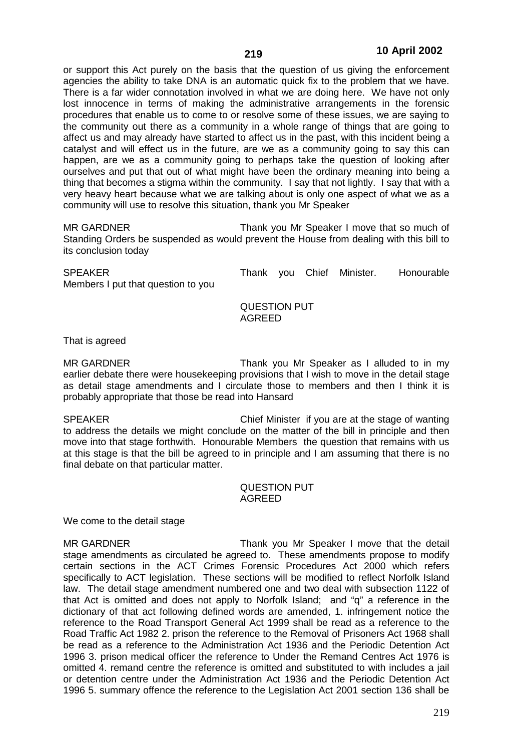or support this Act purely on the basis that the question of us giving the enforcement agencies the ability to take DNA is an automatic quick fix to the problem that we have. There is a far wider connotation involved in what we are doing here. We have not only lost innocence in terms of making the administrative arrangements in the forensic procedures that enable us to come to or resolve some of these issues, we are saying to the community out there as a community in a whole range of things that are going to affect us and may already have started to affect us in the past, with this incident being a catalyst and will effect us in the future, are we as a community going to say this can happen, are we as a community going to perhaps take the question of looking after ourselves and put that out of what might have been the ordinary meaning into being a thing that becomes a stigma within the community. I say that not lightly. I say that with a very heavy heart because what we are talking about is only one aspect of what we as a community will use to resolve this situation, thank you Mr Speaker

MR GARDNER Thank you Mr Speaker I move that so much of Standing Orders be suspended as would prevent the House from dealing with this bill to its conclusion today

SPEAKER Thank you Chief Minister. Honourable Members I put that question to you

QUESTION PUT
AGREED

That is agreed

MR GARDNER Thank you Mr Speaker as I alluded to in my earlier debate there were housekeeping provisions that I wish to move in the detail stage as detail stage amendments and I circulate those to members and then I think it is probably appropriate that those be read into Hansard

SPEAKER Chief Minister if you are at the stage of wanting to address the details we might conclude on the matter of the bill in principle and then move into that stage forthwith. Honourable Members the question that remains with us at this stage is that the bill be agreed to in principle and I am assuming that there is no final debate on that particular matter.

QUESTION PUT
AGREED

We come to the detail stage

MR GARDNER Thank you Mr Speaker I move that the detail stage amendments as circulated be agreed to. These amendments propose to modify certain sections in the ACT Crimes Forensic Procedures Act 2000 which refers specifically to ACT legislation. These sections will be modified to reflect Norfolk Island law. The detail stage amendment numbered one and two deal with subsection 1122 of that Act is omitted and does not apply to Norfolk Island; and "q" a reference in the dictionary of that act following defined words are amended, 1. infringement notice the reference to the Road Transport General Act 1999 shall be read as a reference to the Road Traffic Act 1982 2. prison the reference to the Removal of Prisoners Act 1968 shall be read as a reference to the Administration Act 1936 and the Periodic Detention Act 1996 3. prison medical officer the reference to Under the Remand Centres Act 1976 is omitted 4. remand centre the reference is omitted and substituted to with includes a jail or detention centre under the Administration Act 1936 and the Periodic Detention Act 1996 5. summary offence the reference to the Legislation Act 2001 section 136 shall be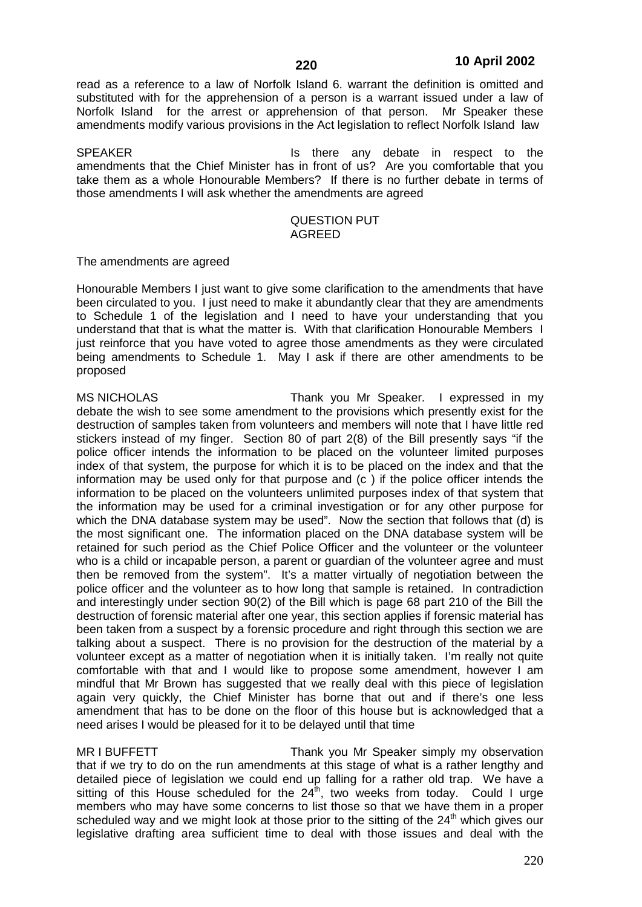read as a reference to a law of Norfolk Island 6. warrant the definition is omitted and substituted with for the apprehension of a person is a warrant issued under a law of Norfolk Island for the arrest or apprehension of that person. Mr Speaker these amendments modify various provisions in the Act legislation to reflect Norfolk Island law

SPEAKER Is there any debate in respect to the amendments that the Chief Minister has in front of us? Are you comfortable that you take them as a whole Honourable Members? If there is no further debate in terms of those amendments I will ask whether the amendments are agreed

QUESTION PUT
AGREED

The amendments are agreed

Honourable Members I just want to give some clarification to the amendments that have been circulated to you. I just need to make it abundantly clear that they are amendments to Schedule 1 of the legislation and I need to have your understanding that you understand that that is what the matter is. With that clarification Honourable Members I just reinforce that you have voted to agree those amendments as they were circulated being amendments to Schedule 1. May I ask if there are other amendments to be proposed

MS NICHOLAS Thank you Mr Speaker. I expressed in my debate the wish to see some amendment to the provisions which presently exist for the destruction of samples taken from volunteers and members will note that I have little red stickers instead of my finger. Section 80 of part 2(8) of the Bill presently says "if the police officer intends the information to be placed on the volunteer limited purposes index of that system, the purpose for which it is to be placed on the index and that the information may be used only for that purpose and (c ) if the police officer intends the information to be placed on the volunteers unlimited purposes index of that system that the information may be used for a criminal investigation or for any other purpose for which the DNA database system may be used". Now the section that follows that (d) is the most significant one. The information placed on the DNA database system will be retained for such period as the Chief Police Officer and the volunteer or the volunteer who is a child or incapable person, a parent or guardian of the volunteer agree and must then be removed from the system". It's a matter virtually of negotiation between the police officer and the volunteer as to how long that sample is retained. In contradiction and interestingly under section 90(2) of the Bill which is page 68 part 210 of the Bill the destruction of forensic material after one year, this section applies if forensic material has been taken from a suspect by a forensic procedure and right through this section we are talking about a suspect. There is no provision for the destruction of the material by a volunteer except as a matter of negotiation when it is initially taken. I'm really not quite comfortable with that and I would like to propose some amendment, however I am mindful that Mr Brown has suggested that we really deal with this piece of legislation again very quickly, the Chief Minister has borne that out and if there's one less amendment that has to be done on the floor of this house but is acknowledged that a need arises I would be pleased for it to be delayed until that time

MR I BUFFETT Thank you Mr Speaker simply my observation that if we try to do on the run amendments at this stage of what is a rather lengthy and detailed piece of legislation we could end up falling for a rather old trap. We have a sitting of this House scheduled for the 24th, two weeks from today. Could I urge members who may have some concerns to list those so that we have them in a proper scheduled way and we might look at those prior to the sitting of the 24th which gives our legislative drafting area sufficient time to deal with those issues and deal with the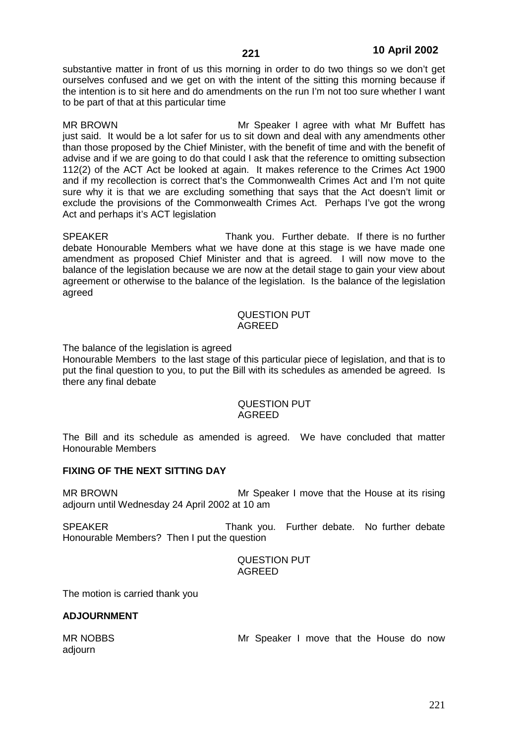substantive matter in front of us this morning in order to do two things so we don't get ourselves confused and we get on with the intent of the sitting this morning because if the intention is to sit here and do amendments on the run I'm not too sure whether I want to be part of that at this particular time

MR BROWN Mr Speaker I agree with what Mr Buffett has just said. It would be a lot safer for us to sit down and deal with any amendments other than those proposed by the Chief Minister, with the benefit of time and with the benefit of advise and if we are going to do that could I ask that the reference to omitting subsection 112(2) of the ACT Act be looked at again. It makes reference to the Crimes Act 1900 and if my recollection is correct that's the Commonwealth Crimes Act and I'm not quite sure why it is that we are excluding something that says that the Act doesn't limit or exclude the provisions of the Commonwealth Crimes Act. Perhaps I've got the wrong Act and perhaps it's ACT legislation

SPEAKER Thank you. Further debate. If there is no further debate Honourable Members what we have done at this stage is we have made one amendment as proposed Chief Minister and that is agreed. I will now move to the balance of the legislation because we are now at the detail stage to gain your view about agreement or otherwise to the balance of the legislation. Is the balance of the legislation agreed

QUESTION PUT
AGREED

The balance of the legislation is agreed
Honourable Members to the last stage of this particular piece of legislation, and that is to put the final question to you, to put the Bill with its schedules as amended be agreed. Is there any final debate

QUESTION PUT
AGREED

The Bill and its schedule as amended is agreed. We have concluded that matter Honourable Members

**FIXING OF THE NEXT SITTING DAY**

MR BROWN Mr Speaker I move that the House at its rising adjourn until Wednesday 24 April 2002 at 10 am

SPEAKER Thank you. Further debate. No further debate Honourable Members? Then I put the question

QUESTION PUT
AGREED

The motion is carried thank you

**ADJOURNMENT**

MR NOBBS Mr Speaker I move that the House do now adjourn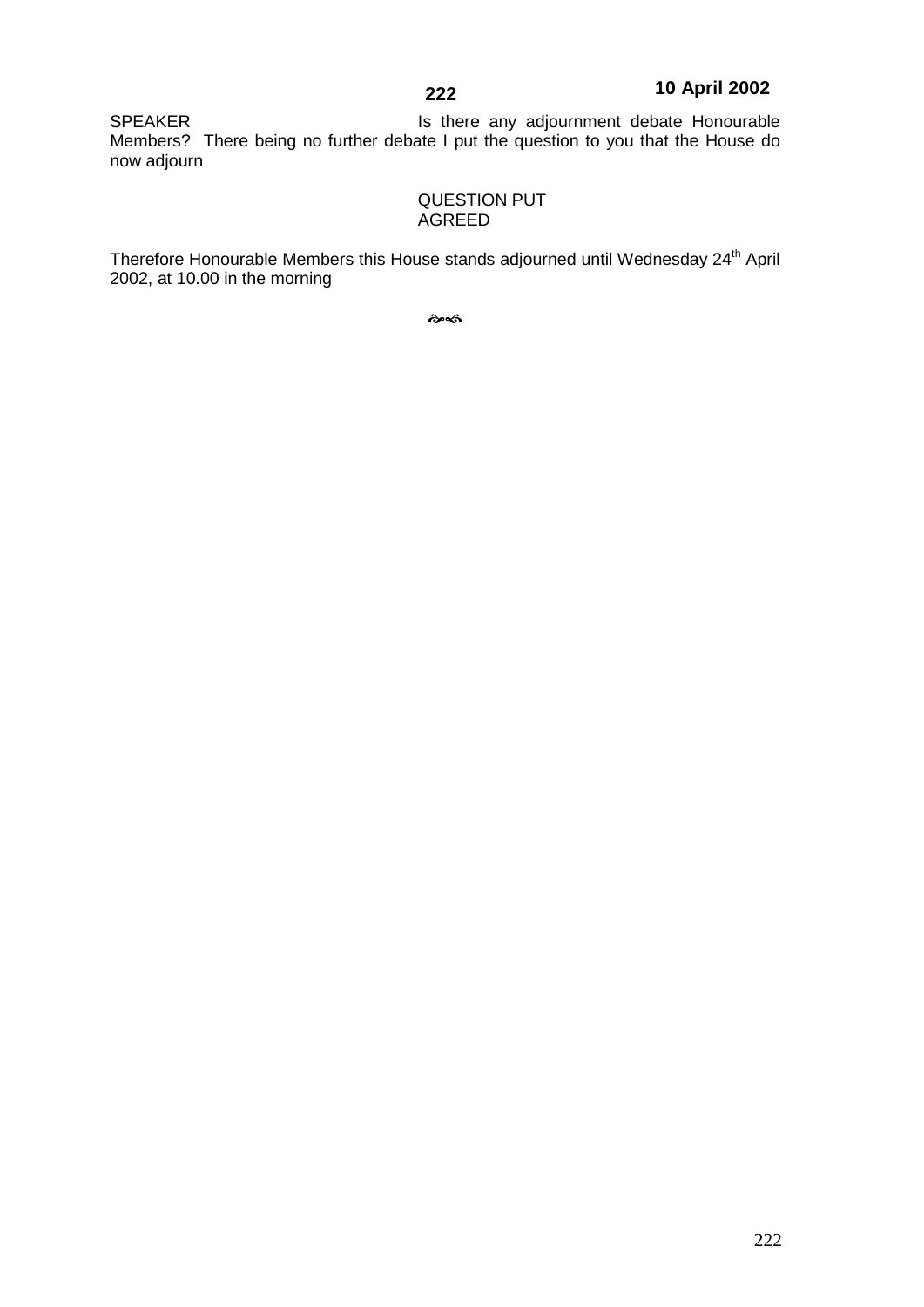SPEAKER Is there any adjournment debate Honourable Members? There being no further debate I put the question to you that the House do now adjourn

QUESTION PUT
AGREED

Therefore Honourable Members this House stands adjourned until Wednesday 24th April 2002, at 10.00 in the morning

☙❧